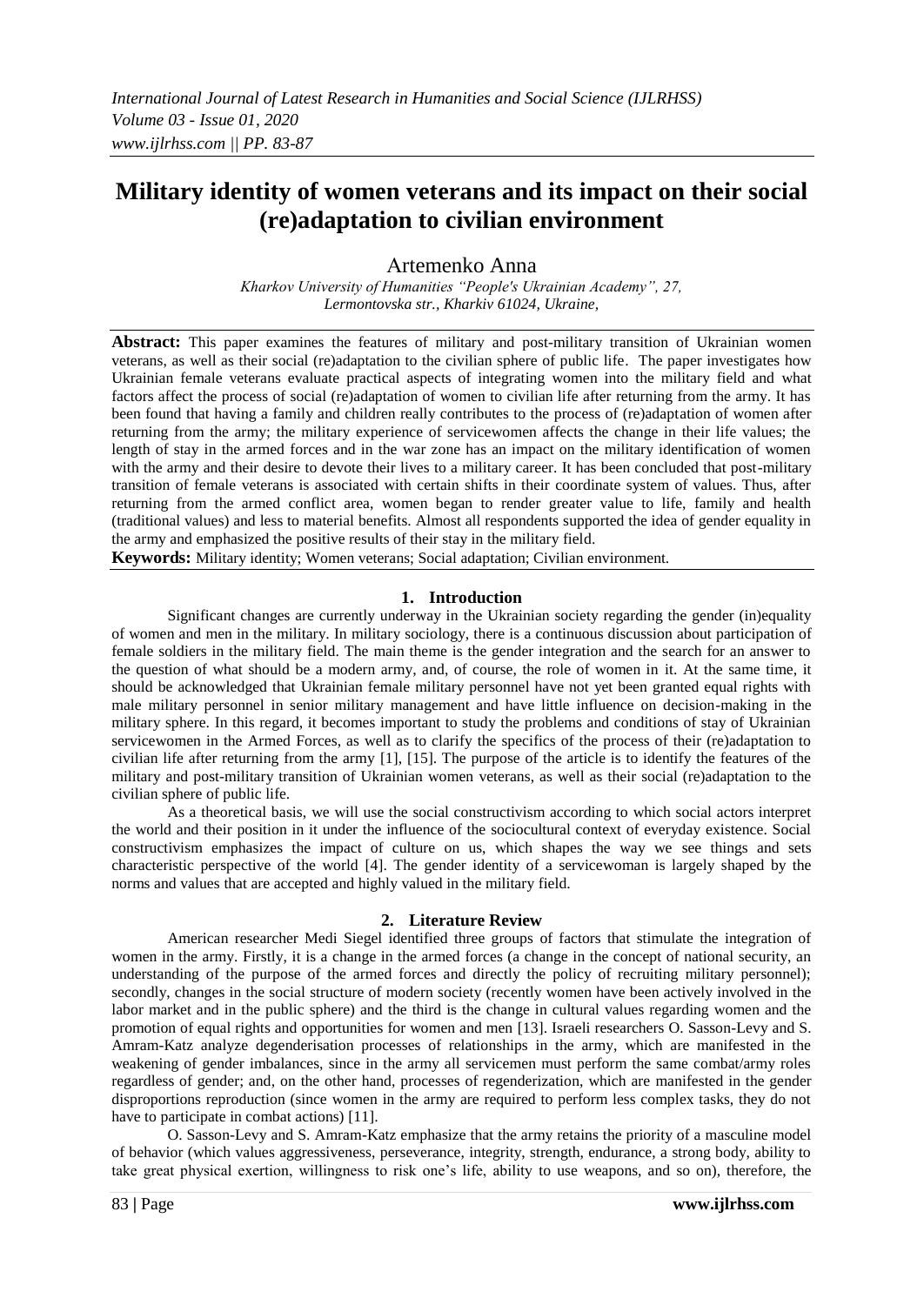# Military identity of women veterans and its impact on their social (re)adaptation to civilian environment

Artemenko Anna

*Kharkov University of Humanities "People's Ukrainian Academy", 27, Lermontovska str., Kharkiv 61024, Ukraine,*

**Abstract:** This paper examines the features of military and post-military transition of Ukrainian women veterans, as well as their social (re)adaptation to the civilian sphere of public life. The paper investigates how Ukrainian female veterans evaluate practical aspects of integrating women into the military field and what factors affect the process of social (re)adaptation of women to civilian life after returning from the army. It has been found that having a family and children really contributes to the process of (re)adaptation of women after returning from the army; the military experience of servicewomen affects the change in their life values; the length of stay in the armed forces and in the war zone has an impact on the military identification of women with the army and their desire to devote their lives to a military career. It has been concluded that post-military transition of female veterans is associated with certain shifts in their coordinate system of values. Thus, after returning from the armed conflict area, women began to render greater value to life, family and health (traditional values) and less to material benefits. Almost all respondents supported the idea of gender equality in the army and emphasized the positive results of their stay in the military field.

**Keywords:** Military identity; Women veterans; Social adaptation; Civilian environment.

## 1. Introduction

Significant changes are currently underway in the Ukrainian society regarding the gender (in)equality of women and men in the military. In military sociology, there is a continuous discussion about participation of female soldiers in the military field. The main theme is the gender integration and the search for an answer to the question of what should be a modern army, and, of course, the role of women in it. At the same time, it should be acknowledged that Ukrainian female military personnel have not yet been granted equal rights with male military personnel in senior military management and have little influence on decision-making in the military sphere. In this regard, it becomes important to study the problems and conditions of stay of Ukrainian servicewomen in the Armed Forces, as well as to clarify the specifics of the process of their (re)adaptation to civilian life after returning from the army [1], [15]. The purpose of the article is to identify the features of the military and post-military transition of Ukrainian women veterans, as well as their social (re)adaptation to the civilian sphere of public life.

As a theoretical basis, we will use the social constructivism according to which social actors interpret the world and their position in it under the influence of the sociocultural context of everyday existence. Social constructivism emphasizes the impact of culture on us, which shapes the way we see things and sets characteristic perspective of the world [4]. The gender identity of a servicewoman is largely shaped by the norms and values that are accepted and highly valued in the military field.

## 2. Literature Review

American researcher Medi Siegel identified three groups of factors that stimulate the integration of women in the army. Firstly, it is a change in the armed forces (a change in the concept of national security, an understanding of the purpose of the armed forces and directly the policy of recruiting military personnel); secondly, changes in the social structure of modern society (recently women have been actively involved in the labor market and in the public sphere) and the third is the change in cultural values regarding women and the promotion of equal rights and opportunities for women and men [13]. Israeli researchers O. Sasson-Levy and S. Amram-Katz analyze degenderisation processes of relationships in the army, which are manifested in the weakening of gender imbalances, since in the army all servicemen must perform the same combat/army roles regardless of gender; and, on the other hand, processes of regenderization, which are manifested in the gender disproportions reproduction (since women in the army are required to perform less complex tasks, they do not have to participate in combat actions) [11].

O. Sasson-Levy and S. Amram-Katz emphasize that the army retains the priority of a masculine model of behavior (which values aggressiveness, perseverance, integrity, strength, endurance, a strong body, ability to take great physical exertion, willingness to risk one's life, ability to use weapons, and so on), therefore, the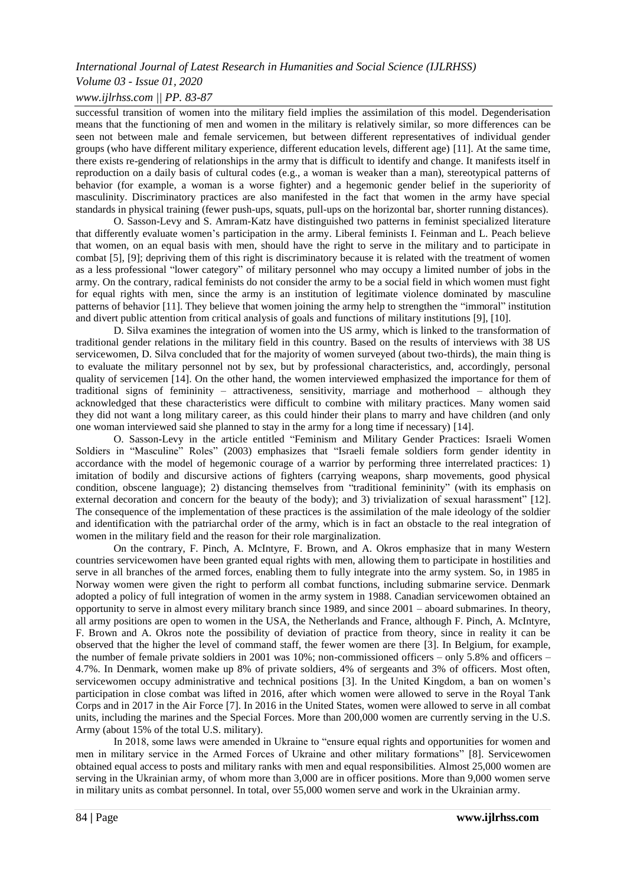successful transition of women into the military field implies the assimilation of this model. Degenderisation means that the functioning of men and women in the military is relatively similar, so more differences can be seen not between male and female servicemen, but between different representatives of individual gender groups (who have different military experience, different education levels, different age) [11]. At the same time, there exists re-gendering of relationships in the army that is difficult to identify and change. It manifests itself in reproduction on a daily basis of cultural codes (e.g., a woman is weaker than a man), stereotypical patterns of behavior (for example, a woman is a worse fighter) and a hegemonic gender belief in the superiority of masculinity. Discriminatory practices are also manifested in the fact that women in the army have special standards in physical training (fewer push-ups, squats, pull-ups on the horizontal bar, shorter running distances).

O. Sasson-Levy and S. Amram-Katz have distinguished two patterns in feminist specialized literature that differently evaluate women's participation in the army. Liberal feminists I. Feinman and L. Peach believe that women, on an equal basis with men, should have the right to serve in the military and to participate in combat [5], [9]; depriving them of this right is discriminatory because it is related with the treatment of women as a less professional "lower category" of military personnel who may occupy a limited number of jobs in the army. On the contrary, radical feminists do not consider the army to be a social field in which women must fight for equal rights with men, since the army is an institution of legitimate violence dominated by masculine patterns of behavior [11]. They believe that women joining the army help to strengthen the "immoral" institution and divert public attention from critical analysis of goals and functions of military institutions [9], [10].

D. Silva examines the integration of women into the US army, which is linked to the transformation of traditional gender relations in the military field in this country. Based on the results of interviews with 38 US servicewomen, D. Silva concluded that for the majority of women surveyed (about two-thirds), the main thing is to evaluate the military personnel not by sex, but by professional characteristics, and, accordingly, personal quality of servicemen [14]. On the other hand, the women interviewed emphasized the importance for them of traditional signs of femininity – attractiveness, sensitivity, marriage and motherhood – although they acknowledged that these characteristics were difficult to combine with military practices. Many women said they did not want a long military career, as this could hinder their plans to marry and have children (and only one woman interviewed said she planned to stay in the army for a long time if necessary) [14].

O. Sasson-Levy in the article entitled "Feminism and Military Gender Practices: Israeli Women Soldiers in "Masculine" Roles" (2003) emphasizes that "Israeli female soldiers form gender identity in accordance with the model of hegemonic courage of a warrior by performing three interrelated practices: 1) imitation of bodily and discursive actions of fighters (carrying weapons, sharp movements, good physical condition, obscene language); 2) distancing themselves from "traditional femininity" (with its emphasis on external decoration and concern for the beauty of the body); and 3) trivialization of sexual harassment" [12]. The consequence of the implementation of these practices is the assimilation of the male ideology of the soldier and identification with the patriarchal order of the army, which is in fact an obstacle to the real integration of women in the military field and the reason for their role marginalization.

On the contrary, F. Pinch, A. McIntyre, F. Brown, and A. Okros emphasize that in many Western countries servicewomen have been granted equal rights with men, allowing them to participate in hostilities and serve in all branches of the armed forces, enabling them to fully integrate into the army system. So, in 1985 in Norway women were given the right to perform all combat functions, including submarine service. Denmark adopted a policy of full integration of women in the army system in 1988. Canadian servicewomen obtained an opportunity to serve in almost every military branch since 1989, and since 2001 – aboard submarines. In theory, all army positions are open to women in the USA, the Netherlands and France, although F. Pinch, A. McIntyre, F. Brown and A. Okros note the possibility of deviation of practice from theory, since in reality it can be observed that the higher the level of command staff, the fewer women are there [3]. In Belgium, for example, the number of female private soldiers in 2001 was 10%; non-commissioned officers – only 5.8% and officers – 4.7%. In Denmark, women make up 8% of private soldiers, 4% of sergeants and 3% of officers. Most often, servicewomen occupy administrative and technical positions [3]. In the United Kingdom, a ban on women's participation in close combat was lifted in 2016, after which women were allowed to serve in the Royal Tank Corps and in 2017 in the Air Force [7]. In 2016 in the United States, women were allowed to serve in all combat units, including the marines and the Special Forces. More than 200,000 women are currently serving in the U.S. Army (about 15% of the total U.S. military).

In 2018, some laws were amended in Ukraine to "ensure equal rights and opportunities for women and men in military service in the Armed Forces of Ukraine and other military formations" [8]. Servicewomen obtained equal access to posts and military ranks with men and equal responsibilities. Almost 25,000 women are serving in the Ukrainian army, of whom more than 3,000 are in officer positions. More than 9,000 women serve in military units as combat personnel. In total, over 55,000 women serve and work in the Ukrainian army.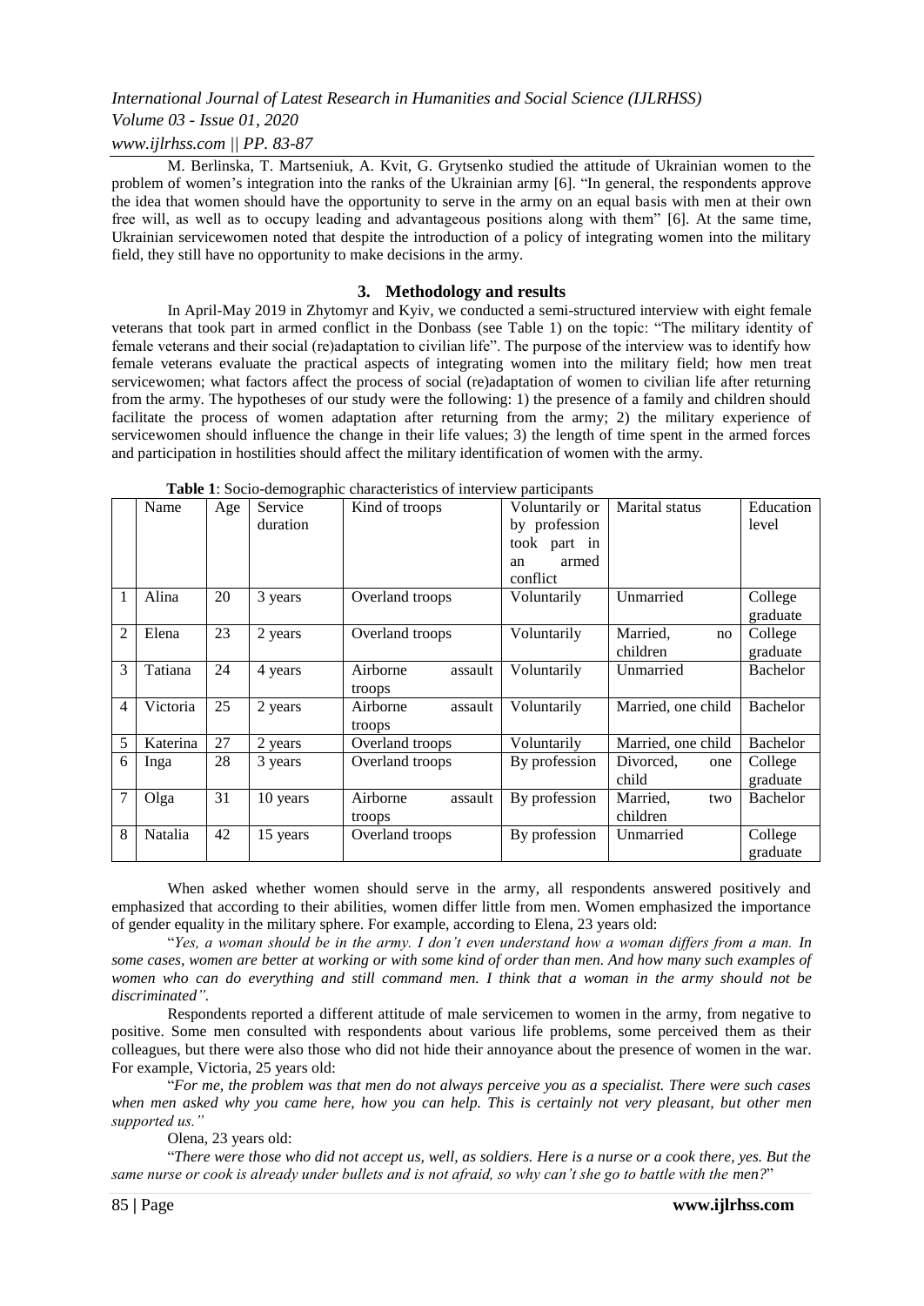M. Berlinska, T. Martseniuk, A. Kvit, G. Grytsenko studied the attitude of Ukrainian women to the problem of women's integration into the ranks of the Ukrainian army [6]. "In general, the respondents approve the idea that women should have the opportunity to serve in the army on an equal basis with men at their own free will, as well as to occupy leading and advantageous positions along with them" [6]. At the same time, Ukrainian servicewomen noted that despite the introduction of a policy of integrating women into the military field, they still have no opportunity to make decisions in the army.

## 3. Methodology and results

In April-May 2019 in Zhytomyr and Kyiv, we conducted a semi-structured interview with eight female veterans that took part in armed conflict in the Donbass (see Table 1) on the topic: "The military identity of female veterans and their social (re)adaptation to civilian life". The purpose of the interview was to identify how female veterans evaluate the practical aspects of integrating women into the military field; how men treat servicewomen; what factors affect the process of social (re)adaptation of women to civilian life after returning from the army. The hypotheses of our study were the following: 1) the presence of a family and children should facilitate the process of women adaptation after returning from the army; 2) the military experience of servicewomen should influence the change in their life values; 3) the length of time spent in the armed forces and participation in hostilities should affect the military identification of women with the army.

**Table 1**: Socio-demographic characteristics of interview participants

| | Name | Age | Service duration | Kind of troops | Voluntarily or by profession took part in an armed conflict | Marital status | Education level |
|---|---|---|---|---|---|---|---|
| 1 | Alina | 20 | 3 years | Overland troops | Voluntarily | Unmarried | College graduate |
| 2 | Elena | 23 | 2 years | Overland troops | Voluntarily | Married, no children | College graduate |
| 3 | Tatiana | 24 | 4 years | Airborne assault troops | Voluntarily | Unmarried | Bachelor |
| 4 | Victoria | 25 | 2 years | Airborne assault troops | Voluntarily | Married, one child | Bachelor |
| 5 | Katerina | 27 | 2 years | Overland troops | Voluntarily | Married, one child | Bachelor |
| 6 | Inga | 28 | 3 years | Overland troops | By profession | Divorced, one child | College graduate |
| 7 | Olga | 31 | 10 years | Airborne assault troops | By profession | Married, two children | Bachelor |
| 8 | Natalia | 42 | 15 years | Overland troops | By profession | Unmarried | College graduate |

When asked whether women should serve in the army, all respondents answered positively and emphasized that according to their abilities, women differ little from men. Women emphasized the importance of gender equality in the military sphere. For example, according to Elena, 23 years old:

"*Yes, a woman should be in the army. I don't even understand how a woman differs from a man. In some cases, women are better at working or with some kind of order than men. And how many such examples of women who can do everything and still command men. I think that a woman in the army should not be discriminated".*

Respondents reported a different attitude of male servicemen to women in the army, from negative to positive. Some men consulted with respondents about various life problems, some perceived them as their colleagues, but there were also those who did not hide their annoyance about the presence of women in the war. For example, Victoria, 25 years old:

"*For me, the problem was that men do not always perceive you as a specialist. There were such cases when men asked why you came here, how you can help. This is certainly not very pleasant, but other men supported us."*

Olena, 23 years old:

"*There were those who did not accept us, well, as soldiers. Here is a nurse or a cook there, yes. But the same nurse or cook is already under bullets and is not afraid, so why can't she go to battle with the men?*"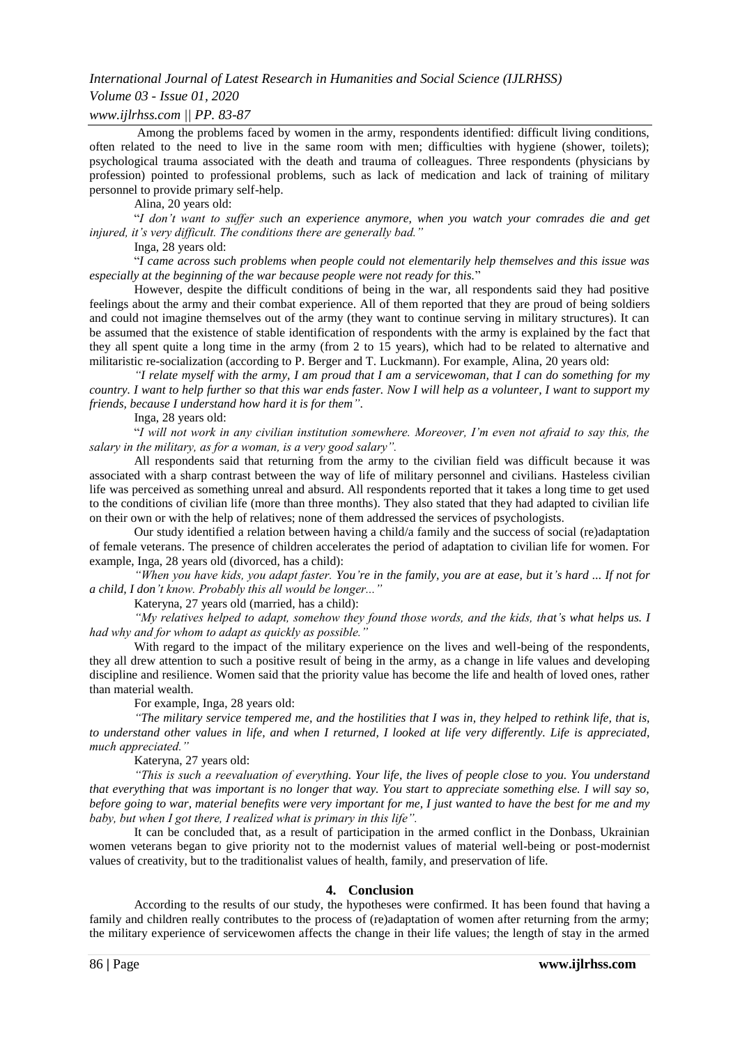Among the problems faced by women in the army, respondents identified: difficult living conditions, often related to the need to live in the same room with men; difficulties with hygiene (shower, toilets); psychological trauma associated with the death and trauma of colleagues. Three respondents (physicians by profession) pointed to professional problems, such as lack of medication and lack of training of military personnel to provide primary self-help.

Alina, 20 years old:

"*I don't want to suffer such an experience anymore, when you watch your comrades die and get injured, it's very difficult. The conditions there are generally bad.*"

Inga, 28 years old:

"*I came across such problems when people could not elementarily help themselves and this issue was especially at the beginning of the war because people were not ready for this.*"

However, despite the difficult conditions of being in the war, all respondents said they had positive feelings about the army and their combat experience. All of them reported that they are proud of being soldiers and could not imagine themselves out of the army (they want to continue serving in military structures). It can be assumed that the existence of stable identification of respondents with the army is explained by the fact that they all spent quite a long time in the army (from 2 to 15 years), which had to be related to alternative and militaristic re-socialization (according to P. Berger and T. Luckmann). For example, Alina, 20 years old:

*"I relate myself with the army, I am proud that I am a servicewoman, that I can do something for my country. I want to help further so that this war ends faster. Now I will help as a volunteer, I want to support my friends, because I understand how hard it is for them".*

Inga, 28 years old:

"*I will not work in any civilian institution somewhere. Moreover, I'm even not afraid to say this, the salary in the military, as for a woman, is a very good salary".*

All respondents said that returning from the army to the civilian field was difficult because it was associated with a sharp contrast between the way of life of military personnel and civilians. Hasteless civilian life was perceived as something unreal and absurd. All respondents reported that it takes a long time to get used to the conditions of civilian life (more than three months). They also stated that they had adapted to civilian life on their own or with the help of relatives; none of them addressed the services of psychologists.

Our study identified a relation between having a child/a family and the success of social (re)adaptation of female veterans. The presence of children accelerates the period of adaptation to civilian life for women. For example, Inga, 28 years old (divorced, has a child):

*"When you have kids, you adapt faster. You're in the family, you are at ease, but it's hard ... If not for a child, I don't know. Probably this all would be longer..."*

Kateryna, 27 years old (married, has a child):

*"My relatives helped to adapt, somehow they found those words, and the kids, that's what helps us. I had why and for whom to adapt as quickly as possible."*

With regard to the impact of the military experience on the lives and well-being of the respondents, they all drew attention to such a positive result of being in the army, as a change in life values and developing discipline and resilience. Women said that the priority value has become the life and health of loved ones, rather than material wealth.

For example, Inga, 28 years old:

*"The military service tempered me, and the hostilities that I was in, they helped to rethink life, that is, to understand other values in life, and when I returned, I looked at life very differently. Life is appreciated, much appreciated."*

Kateryna, 27 years old:

*"This is such a reevaluation of everything. Your life, the lives of people close to you. You understand that everything that was important is no longer that way. You start to appreciate something else. I will say so, before going to war, material benefits were very important for me, I just wanted to have the best for me and my baby, but when I got there, I realized what is primary in this life".*

It can be concluded that, as a result of participation in the armed conflict in the Donbass, Ukrainian women veterans began to give priority not to the modernist values of material well-being or post-modernist values of creativity, but to the traditionalist values of health, family, and preservation of life.

## 4. Conclusion

According to the results of our study, the hypotheses were confirmed. It has been found that having a family and children really contributes to the process of (re)adaptation of women after returning from the army; the military experience of servicewomen affects the change in their life values; the length of stay in the armed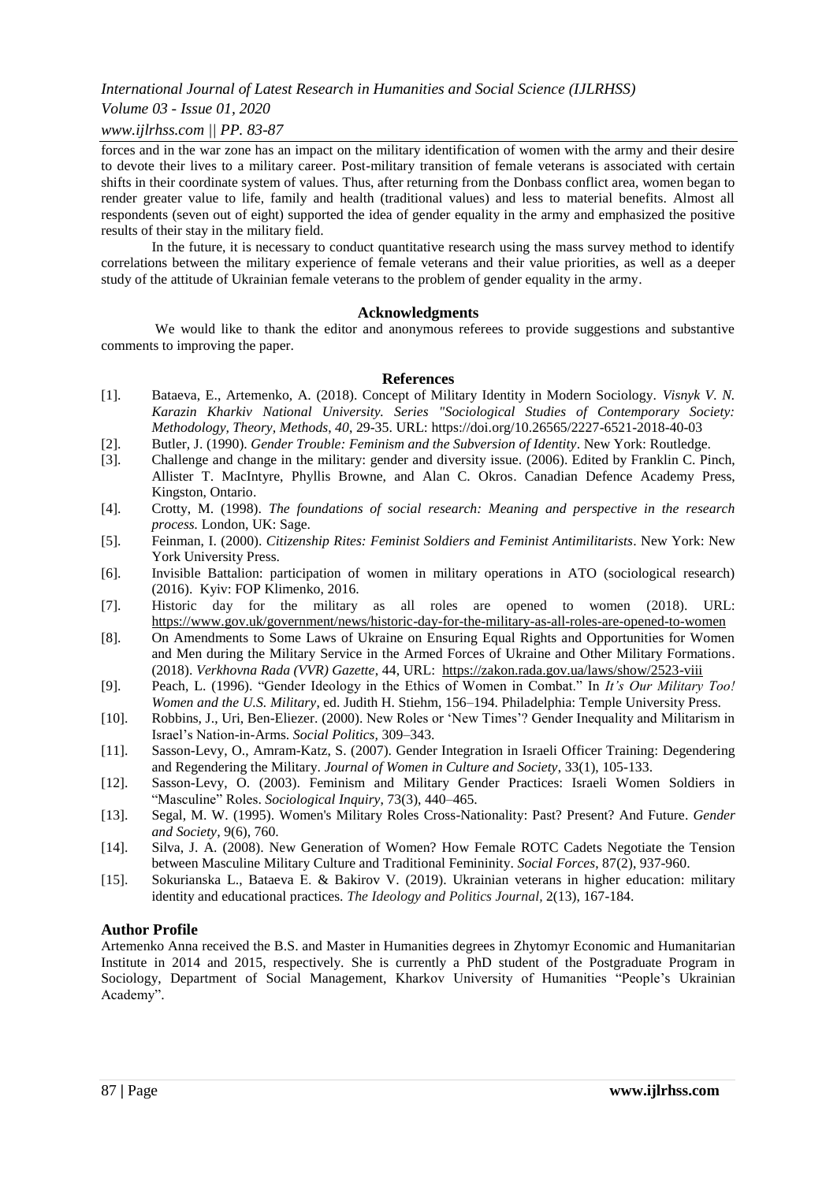forces and in the war zone has an impact on the military identification of women with the army and their desire to devote their lives to a military career. Post-military transition of female veterans is associated with certain shifts in their coordinate system of values. Thus, after returning from the Donbass conflict area, women began to render greater value to life, family and health (traditional values) and less to material benefits. Almost all respondents (seven out of eight) supported the idea of gender equality in the army and emphasized the positive results of their stay in the military field.

In the future, it is necessary to conduct quantitative research using the mass survey method to identify correlations between the military experience of female veterans and their value priorities, as well as a deeper study of the attitude of Ukrainian female veterans to the problem of gender equality in the army.

## Acknowledgments

We would like to thank the editor and anonymous referees to provide suggestions and substantive comments to improving the paper.

## References

[1]. Bataeva, E., Artemenko, A. (2018). Concept of Military Identity in Modern Sociology. *Visnyk V. N. Karazin Kharkiv National University. Series "Sociological Studies of Contemporary Society: Methodology, Theory, Methods, 40*, 29-35. URL: https://doi.org/10.26565/2227-6521-2018-40-03

[2]. Butler, J. (1990). *Gender Trouble: Feminism and the Subversion of Identity*. New York: Routledge.

[3]. Challenge and change in the military: gender and diversity issue. (2006). Edited by Franklin C. Pinch, Allister T. MacIntyre, Phyllis Browne, and Alan C. Okros. Canadian Defence Academy Press, Kingston, Ontario.

[4]. Crotty, M. (1998). *The foundations of social research: Meaning and perspective in the research process.* London, UK: Sage.

[5]. Feinman, I. (2000). *Citizenship Rites: Feminist Soldiers and Feminist Antimilitarists*. New York: New York University Press.

[6]. Invisible Battalion: participation of women in military operations in ATO (sociological research) (2016). Kyiv: FOP Klimenko, 2016.

[7]. Historic day for the military as all roles are opened to women (2018). URL: https://www.gov.uk/government/news/historic-day-for-the-military-as-all-roles-are-opened-to-women

[8]. On Amendments to Some Laws of Ukraine on Ensuring Equal Rights and Opportunities for Women and Men during the Military Service in the Armed Forces of Ukraine and Other Military Formations. (2018). *Verkhovna Rada (VVR) Gazette*, 44, URL: https://zakon.rada.gov.ua/laws/show/2523-viii

[9]. Peach, L. (1996). "Gender Ideology in the Ethics of Women in Combat." In *It's Our Military Too! Women and the U.S. Military*, ed. Judith H. Stiehm, 156–194. Philadelphia: Temple University Press.

[10]. Robbins, J., Uri, Ben-Eliezer. (2000). New Roles or 'New Times'? Gender Inequality and Militarism in Israel's Nation-in-Arms. *Social Politics*, 309–343.

[11]. Sasson-Levy, O., Amram-Katz, S. (2007). Gender Integration in Israeli Officer Training: Degendering and Regendering the Military. *Journal of Women in Culture and Society*, 33(1), 105-133.

[12]. Sasson-Levy, O. (2003). Feminism and Military Gender Practices: Israeli Women Soldiers in "Masculine" Roles. *Sociological Inquiry*, 73(3), 440–465.

[13]. Segal, M. W. (1995). Women's Military Roles Cross-Nationality: Past? Present? And Future. *Gender and Society*, 9(6), 760.

[14]. Silva, J. A. (2008). New Generation of Women? How Female ROTC Cadets Negotiate the Tension between Masculine Military Culture and Traditional Femininity. *Social Forces*, 87(2), 937-960.

[15]. Sokurianska L., Bataeva E. & Bakirov V. (2019). Ukrainian veterans in higher education: military identity and educational practices. *The Ideology and Politics Journal*, 2(13), 167-184.

## Author Profile

Artemenko Anna received the B.S. and Master in Humanities degrees in Zhytomyr Economic and Humanitarian Institute in 2014 and 2015, respectively. She is currently a PhD student of the Postgraduate Program in Sociology, Department of Social Management, Kharkov University of Humanities "People's Ukrainian Academy".